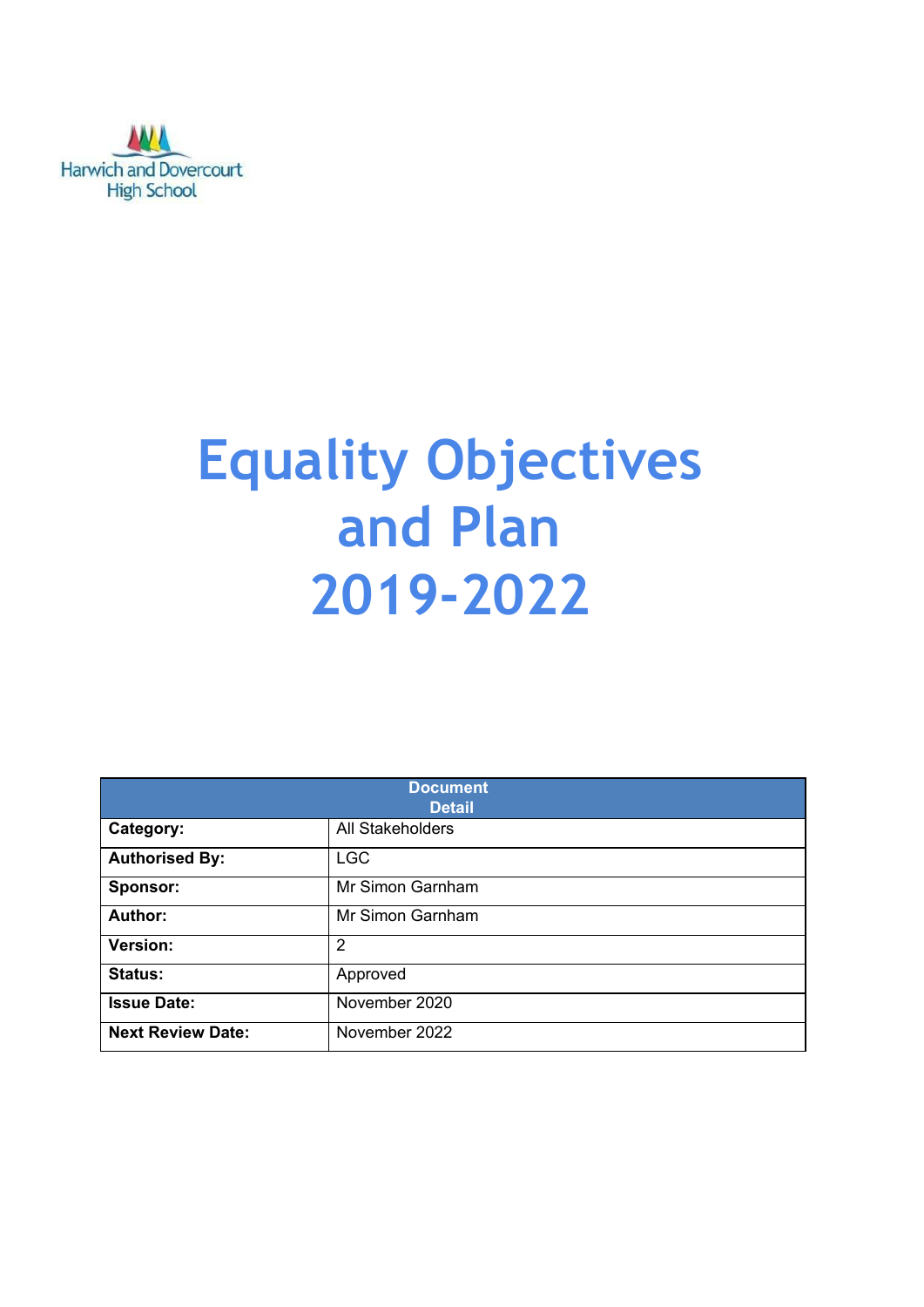Harwich and Dovercourt High School

# Equality Objectives and Plan 2019-2022

| Document Detail | |
|---|---|
| **Category:** | All Stakeholders |
| **Authorised By:** | LGC |
| **Sponsor:** | Mr Simon Garnham |
| **Author:** | Mr Simon Garnham |
| **Version:** | 2 |
| **Status:** | Approved |
| **Issue Date:** | November 2020 |
| **Next Review Date:** | November 2022 |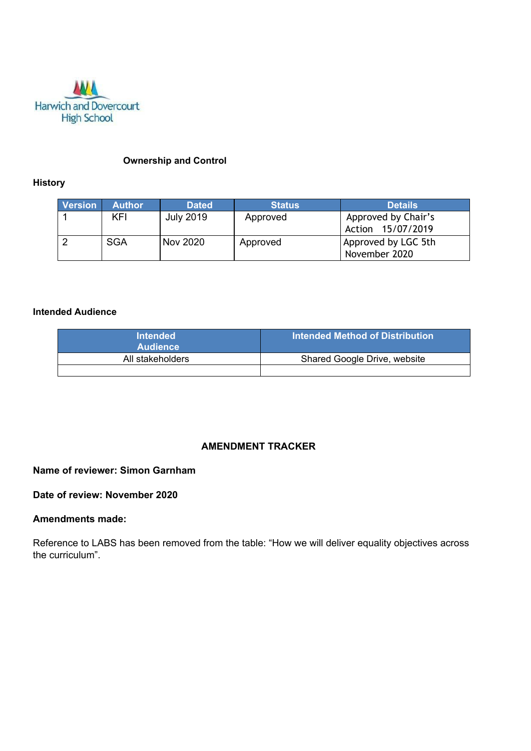Harwich and Dovercourt High School

**Ownership and Control**

**History**

| Version | Author | Dated | Status | Details |
| --- | --- | --- | --- | --- |
| 1 | KFI | July 2019 | Approved | Approved by Chair's Action 15/07/2019 |
| 2 | SGA | Nov 2020 | Approved | Approved by LGC 5th November 2020 |

**Intended Audience**

| Intended Audience | Intended Method of Distribution |
| --- | --- |
| All stakeholders | Shared Google Drive, website |
| | |

**AMENDMENT TRACKER**

**Name of reviewer: Simon Garnham**

**Date of review: November 2020**

**Amendments made:**

Reference to LABS has been removed from the table: "How we will deliver equality objectives across the curriculum".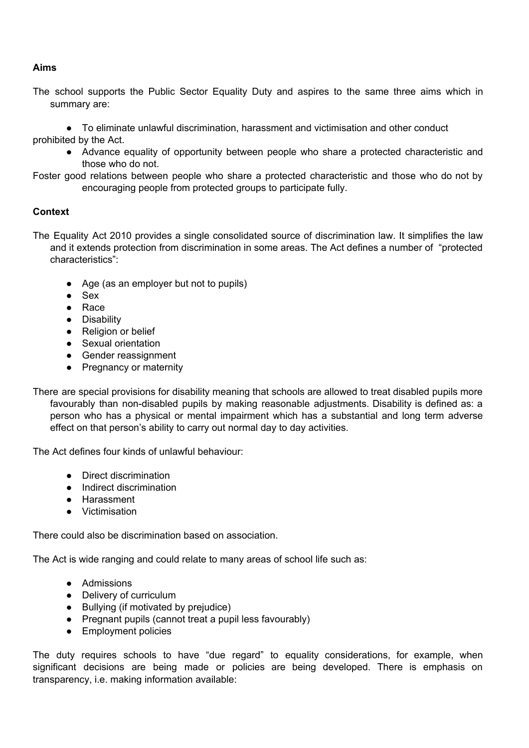**Aims**

The school supports the Public Sector Equality Duty and aspires to the same three aims which in summary are:

- To eliminate unlawful discrimination, harassment and victimisation and other conduct prohibited by the Act.
- Advance equality of opportunity between people who share a protected characteristic and those who do not.

Foster good relations between people who share a protected characteristic and those who do not by encouraging people from protected groups to participate fully.

**Context**

The Equality Act 2010 provides a single consolidated source of discrimination law. It simplifies the law and it extends protection from discrimination in some areas. The Act defines a number of "protected characteristics":

- Age (as an employer but not to pupils)
- Sex
- Race
- Disability
- Religion or belief
- Sexual orientation
- Gender reassignment
- Pregnancy or maternity

There are special provisions for disability meaning that schools are allowed to treat disabled pupils more favourably than non-disabled pupils by making reasonable adjustments. Disability is defined as: a person who has a physical or mental impairment which has a substantial and long term adverse effect on that person's ability to carry out normal day to day activities.

The Act defines four kinds of unlawful behaviour:

- Direct discrimination
- Indirect discrimination
- Harassment
- Victimisation

There could also be discrimination based on association.

The Act is wide ranging and could relate to many areas of school life such as:

- Admissions
- Delivery of curriculum
- Bullying (if motivated by prejudice)
- Pregnant pupils (cannot treat a pupil less favourably)
- Employment policies

The duty requires schools to have "due regard" to equality considerations, for example, when significant decisions are being made or policies are being developed. There is emphasis on transparency, i.e. making information available: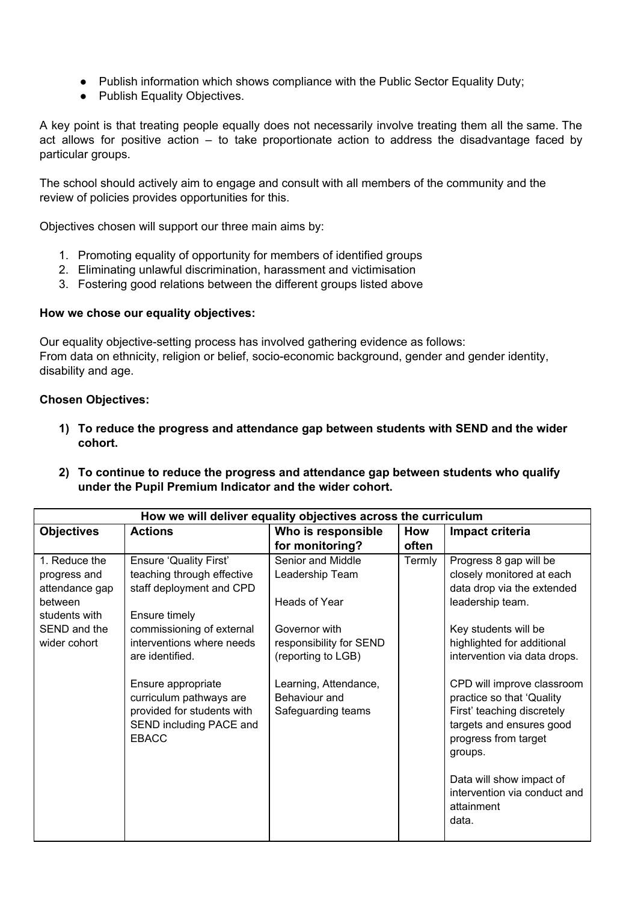- Publish information which shows compliance with the Public Sector Equality Duty;
- Publish Equality Objectives.

A key point is that treating people equally does not necessarily involve treating them all the same. The act allows for positive action – to take proportionate action to address the disadvantage faced by particular groups.

The school should actively aim to engage and consult with all members of the community and the review of policies provides opportunities for this.

Objectives chosen will support our three main aims by:

1. Promoting equality of opportunity for members of identified groups
2. Eliminating unlawful discrimination, harassment and victimisation
3. Fostering good relations between the different groups listed above

**How we chose our equality objectives:**

Our equality objective-setting process has involved gathering evidence as follows:
From data on ethnicity, religion or belief, socio-economic background, gender and gender identity, disability and age.

**Chosen Objectives:**

1) **To reduce the progress and attendance gap between students with SEND and the wider cohort.**

2) **To continue to reduce the progress and attendance gap between students who qualify under the Pupil Premium Indicator and the wider cohort.**

| How we will deliver equality objectives across the curriculum | | | | |
|---|---|---|---|---|
| **Objectives** | **Actions** | **Who is responsible for monitoring?** | **How often** | **Impact criteria** |
| 1. Reduce the progress and attendance gap between students with SEND and the wider cohort | Ensure 'Quality First' teaching through effective staff deployment and CPD<br><br>Ensure timely commissioning of external interventions where needs are identified.<br><br>Ensure appropriate curriculum pathways are provided for students with SEND including PACE and EBACC | Senior and Middle Leadership Team<br><br>Heads of Year<br><br>Governor with responsibility for SEND (reporting to LGB)<br><br>Learning, Attendance, Behaviour and Safeguarding teams | Termly | Progress 8 gap will be closely monitored at each data drop via the extended leadership team.<br><br>Key students will be highlighted for additional intervention via data drops.<br><br>CPD will improve classroom practice so that 'Quality First' teaching discretely targets and ensures good progress from target groups.<br><br>Data will show impact of intervention via conduct and attainment data. |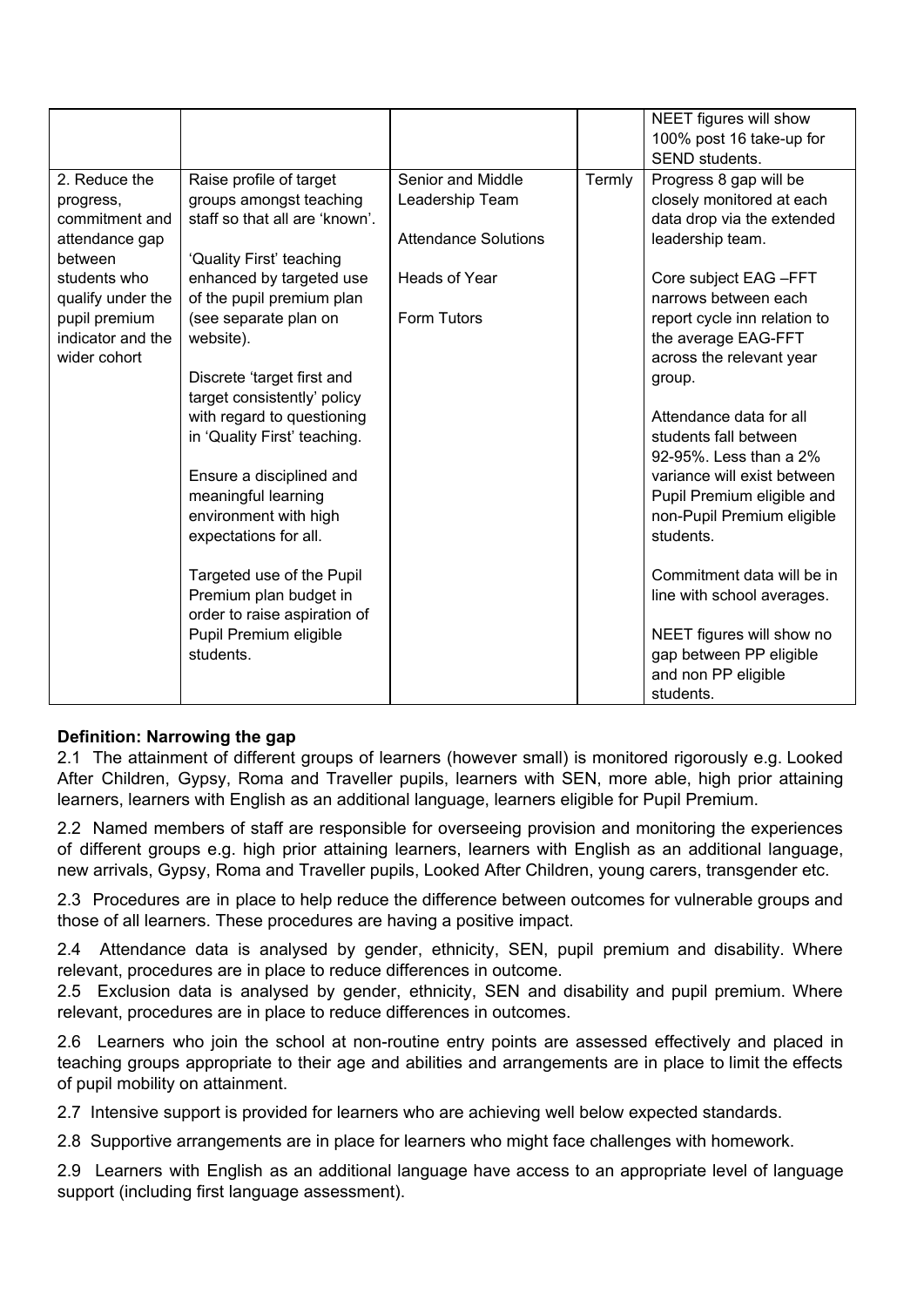| | | | | |
|---|---|---|---|---|
| | | | | NEET figures will show 100% post 16 take-up for SEND students. |
| 2. Reduce the progress, commitment and attendance gap between students who qualify under the pupil premium indicator and the wider cohort | Raise profile of target groups amongst teaching staff so that all are 'known'.<br><br>'Quality First' teaching enhanced by targeted use of the pupil premium plan (see separate plan on website).<br><br>Discrete 'target first and target consistently' policy with regard to questioning in 'Quality First' teaching.<br><br>Ensure a disciplined and meaningful learning environment with high expectations for all.<br><br>Targeted use of the Pupil Premium plan budget in order to raise aspiration of Pupil Premium eligible students. | Senior and Middle Leadership Team<br><br>Attendance Solutions<br><br>Heads of Year<br><br>Form Tutors | Termly | Progress 8 gap will be closely monitored at each data drop via the extended leadership team.<br><br>Core subject EAG –FFT narrows between each report cycle inn relation to the average EAG-FFT across the relevant year group.<br><br>Attendance data for all students fall between 92-95%. Less than a 2% variance will exist between Pupil Premium eligible and non-Pupil Premium eligible students.<br><br>Commitment data will be in line with school averages.<br><br>NEET figures will show no gap between PP eligible and non PP eligible students. |

**Definition: Narrowing the gap**

2.1 The attainment of different groups of learners (however small) is monitored rigorously e.g. Looked After Children, Gypsy, Roma and Traveller pupils, learners with SEN, more able, high prior attaining learners, learners with English as an additional language, learners eligible for Pupil Premium.

2.2 Named members of staff are responsible for overseeing provision and monitoring the experiences of different groups e.g. high prior attaining learners, learners with English as an additional language, new arrivals, Gypsy, Roma and Traveller pupils, Looked After Children, young carers, transgender etc.

2.3 Procedures are in place to help reduce the difference between outcomes for vulnerable groups and those of all learners. These procedures are having a positive impact.

2.4 Attendance data is analysed by gender, ethnicity, SEN, pupil premium and disability. Where relevant, procedures are in place to reduce differences in outcome.

2.5 Exclusion data is analysed by gender, ethnicity, SEN and disability and pupil premium. Where relevant, procedures are in place to reduce differences in outcomes.

2.6 Learners who join the school at non-routine entry points are assessed effectively and placed in teaching groups appropriate to their age and abilities and arrangements are in place to limit the effects of pupil mobility on attainment.

2.7 Intensive support is provided for learners who are achieving well below expected standards.

2.8 Supportive arrangements are in place for learners who might face challenges with homework.

2.9 Learners with English as an additional language have access to an appropriate level of language support (including first language assessment).